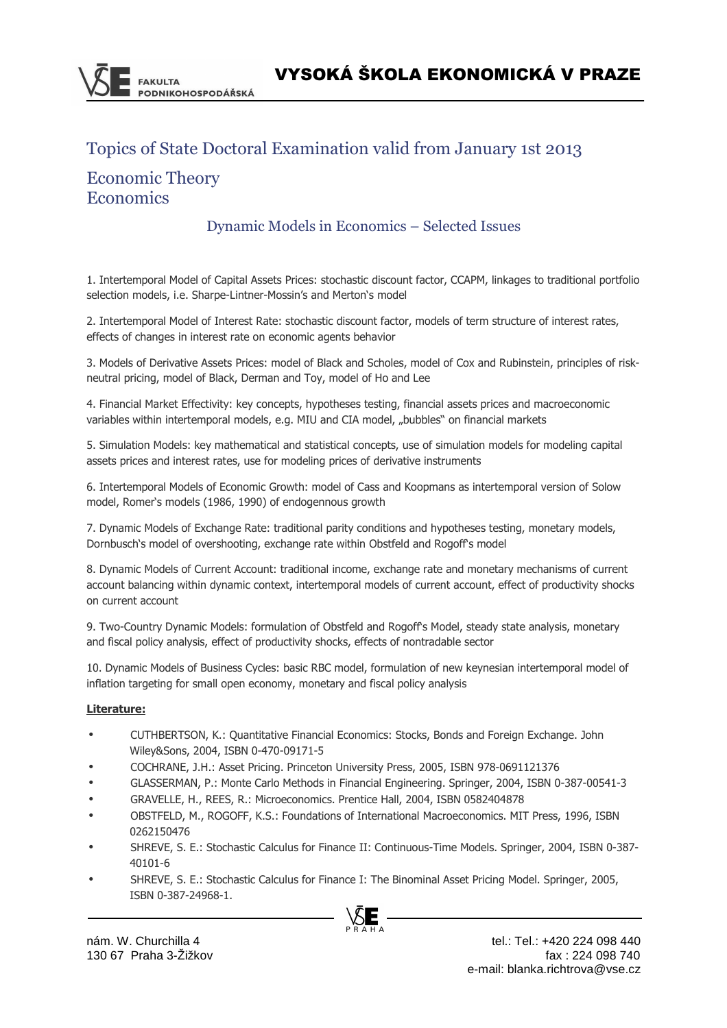VYSOKÁ ŠKOLA EKONOMICKÁ V PRAZE

FAKULTA PODNIKOHOSPODÁŘSKÁ

# Topics of State Doctoral Examination valid from January 1st 2013

## Economic Theory
## Economics

### Dynamic Models in Economics – Selected Issues

1. Intertemporal Model of Capital Assets Prices: stochastic discount factor, CCAPM, linkages to traditional portfolio selection models, i.e. Sharpe-Lintner-Mossin's and Merton's model

2. Intertemporal Model of Interest Rate: stochastic discount factor, models of term structure of interest rates, effects of changes in interest rate on economic agents behavior

3. Models of Derivative Assets Prices: model of Black and Scholes, model of Cox and Rubinstein, principles of risk-neutral pricing, model of Black, Derman and Toy, model of Ho and Lee

4. Financial Market Effectivity: key concepts, hypotheses testing, financial assets prices and macroeconomic variables within intertemporal models, e.g. MIU and CIA model, „bubbles" on financial markets

5. Simulation Models: key mathematical and statistical concepts, use of simulation models for modeling capital assets prices and interest rates, use for modeling prices of derivative instruments

6. Intertemporal Models of Economic Growth: model of Cass and Koopmans as intertemporal version of Solow model, Romer's models (1986, 1990) of endogennous growth

7. Dynamic Models of Exchange Rate: traditional parity conditions and hypotheses testing, monetary models, Dornbusch's model of overshooting, exchange rate within Obstfeld and Rogoff's model

8. Dynamic Models of Current Account: traditional income, exchange rate and monetary mechanisms of current account balancing within dynamic context, intertemporal models of current account, effect of productivity shocks on current account

9. Two-Country Dynamic Models: formulation of Obstfeld and Rogoff's Model, steady state analysis, monetary and fiscal policy analysis, effect of productivity shocks, effects of nontradable sector

10. Dynamic Models of Business Cycles: basic RBC model, formulation of new keynesian intertemporal model of inflation targeting for small open economy, monetary and fiscal policy analysis

**Literature:**

- CUTHBERTSON, K.: Quantitative Financial Economics: Stocks, Bonds and Foreign Exchange. John Wiley&Sons, 2004, ISBN 0-470-09171-5
- COCHRANE, J.H.: Asset Pricing. Princeton University Press, 2005, ISBN 978-0691121376
- GLASSERMAN, P.: Monte Carlo Methods in Financial Engineering. Springer, 2004, ISBN 0-387-00541-3
- GRAVELLE, H., REES, R.: Microeconomics. Prentice Hall, 2004, ISBN 0582404878
- OBSTFELD, M., ROGOFF, K.S.: Foundations of International Macroeconomics. MIT Press, 1996, ISBN 0262150476
- SHREVE, S. E.: Stochastic Calculus for Finance II: Continuous-Time Models. Springer, 2004, ISBN 0-387-40101-6
- SHREVE, S. E.: Stochastic Calculus for Finance I: The Binominal Asset Pricing Model. Springer, 2005, ISBN 0-387-24968-1.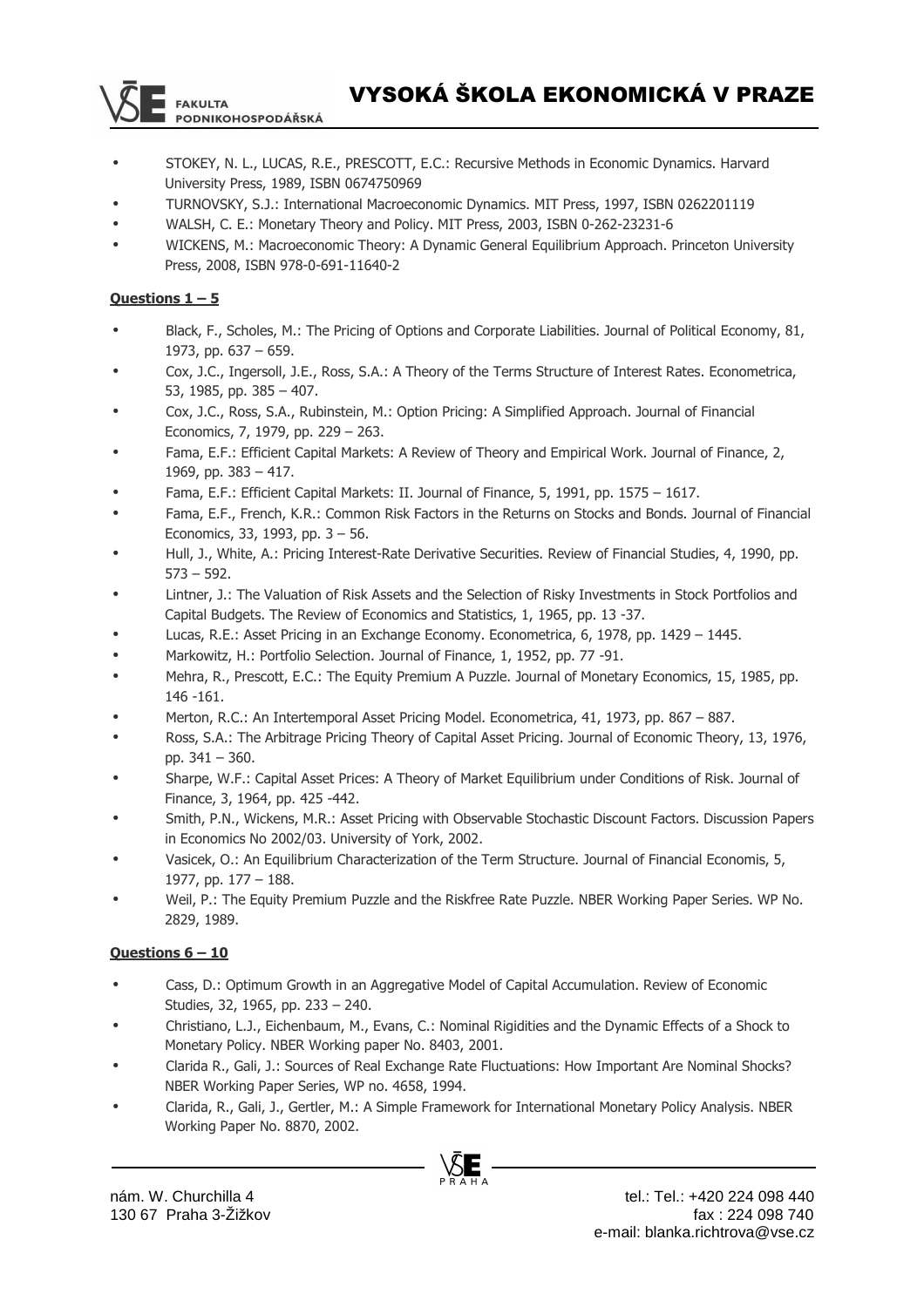- STOKEY, N. L., LUCAS, R.E., PRESCOTT, E.C.: Recursive Methods in Economic Dynamics. Harvard University Press, 1989, ISBN 0674750969
- TURNOVSKY, S.J.: International Macroeconomic Dynamics. MIT Press, 1997, ISBN 0262201119
- WALSH, C. E.: Monetary Theory and Policy. MIT Press, 2003, ISBN 0-262-23231-6
- WICKENS, M.: Macroeconomic Theory: A Dynamic General Equilibrium Approach. Princeton University Press, 2008, ISBN 978-0-691-11640-2

**Questions 1 – 5**

- Black, F., Scholes, M.: The Pricing of Options and Corporate Liabilities. Journal of Political Economy, 81, 1973, pp. 637 – 659.
- Cox, J.C., Ingersoll, J.E., Ross, S.A.: A Theory of the Terms Structure of Interest Rates. Econometrica, 53, 1985, pp. 385 – 407.
- Cox, J.C., Ross, S.A., Rubinstein, M.: Option Pricing: A Simplified Approach. Journal of Financial Economics, 7, 1979, pp. 229 – 263.
- Fama, E.F.: Efficient Capital Markets: A Review of Theory and Empirical Work. Journal of Finance, 2, 1969, pp. 383 – 417.
- Fama, E.F.: Efficient Capital Markets: II. Journal of Finance, 5, 1991, pp. 1575 – 1617.
- Fama, E.F., French, K.R.: Common Risk Factors in the Returns on Stocks and Bonds. Journal of Financial Economics, 33, 1993, pp. 3 – 56.
- Hull, J., White, A.: Pricing Interest-Rate Derivative Securities. Review of Financial Studies, 4, 1990, pp. 573 – 592.
- Lintner, J.: The Valuation of Risk Assets and the Selection of Risky Investments in Stock Portfolios and Capital Budgets. The Review of Economics and Statistics, 1, 1965, pp. 13 -37.
- Lucas, R.E.: Asset Pricing in an Exchange Economy. Econometrica, 6, 1978, pp. 1429 – 1445.
- Markowitz, H.: Portfolio Selection. Journal of Finance, 1, 1952, pp. 77 -91.
- Mehra, R., Prescott, E.C.: The Equity Premium A Puzzle. Journal of Monetary Economics, 15, 1985, pp. 146 -161.
- Merton, R.C.: An Intertemporal Asset Pricing Model. Econometrica, 41, 1973, pp. 867 – 887.
- Ross, S.A.: The Arbitrage Pricing Theory of Capital Asset Pricing. Journal of Economic Theory, 13, 1976, pp. 341 – 360.
- Sharpe, W.F.: Capital Asset Prices: A Theory of Market Equilibrium under Conditions of Risk. Journal of Finance, 3, 1964, pp. 425 -442.
- Smith, P.N., Wickens, M.R.: Asset Pricing with Observable Stochastic Discount Factors. Discussion Papers in Economics No 2002/03. University of York, 2002.
- Vasicek, O.: An Equilibrium Characterization of the Term Structure. Journal of Financial Economis, 5, 1977, pp. 177 – 188.
- Weil, P.: The Equity Premium Puzzle and the Riskfree Rate Puzzle. NBER Working Paper Series. WP No. 2829, 1989.

**Questions 6 – 10**

- Cass, D.: Optimum Growth in an Aggregative Model of Capital Accumulation. Review of Economic Studies, 32, 1965, pp. 233 – 240.
- Christiano, L.J., Eichenbaum, M., Evans, C.: Nominal Rigidities and the Dynamic Effects of a Shock to Monetary Policy. NBER Working paper No. 8403, 2001.
- Clarida R., Gali, J.: Sources of Real Exchange Rate Fluctuations: How Important Are Nominal Shocks? NBER Working Paper Series, WP no. 4658, 1994.
- Clarida, R., Gali, J., Gertler, M.: A Simple Framework for International Monetary Policy Analysis. NBER Working Paper No. 8870, 2002.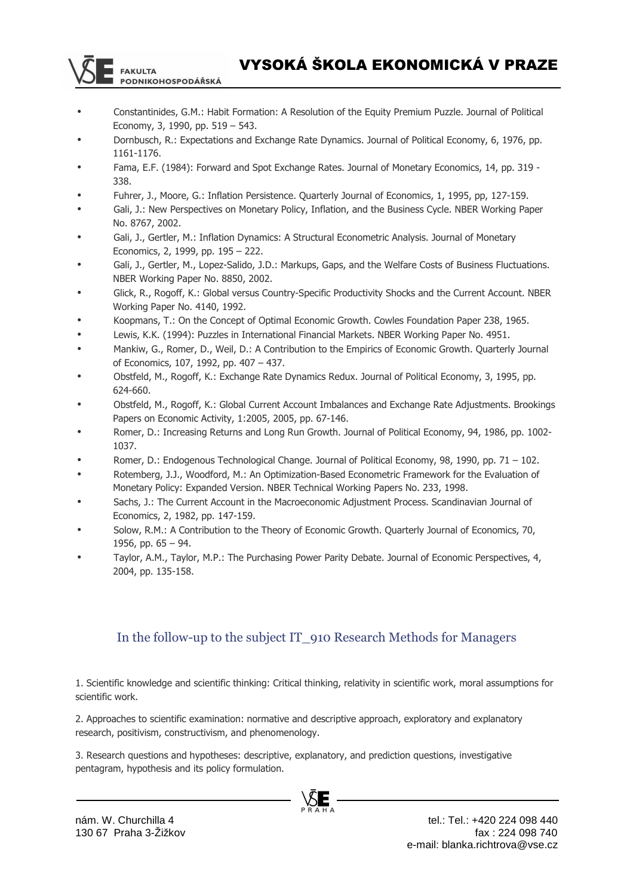- Constantinides, G.M.: Habit Formation: A Resolution of the Equity Premium Puzzle. Journal of Political Economy, 3, 1990, pp. 519 – 543.
- Dornbusch, R.: Expectations and Exchange Rate Dynamics. Journal of Political Economy, 6, 1976, pp. 1161-1176.
- Fama, E.F. (1984): Forward and Spot Exchange Rates. Journal of Monetary Economics, 14, pp. 319 - 338.
- Fuhrer, J., Moore, G.: Inflation Persistence. Quarterly Journal of Economics, 1, 1995, pp, 127-159.
- Gali, J.: New Perspectives on Monetary Policy, Inflation, and the Business Cycle. NBER Working Paper No. 8767, 2002.
- Gali, J., Gertler, M.: Inflation Dynamics: A Structural Econometric Analysis. Journal of Monetary Economics, 2, 1999, pp. 195 – 222.
- Gali, J., Gertler, M., Lopez-Salido, J.D.: Markups, Gaps, and the Welfare Costs of Business Fluctuations. NBER Working Paper No. 8850, 2002.
- Glick, R., Rogoff, K.: Global versus Country-Specific Productivity Shocks and the Current Account. NBER Working Paper No. 4140, 1992.
- Koopmans, T.: On the Concept of Optimal Economic Growth. Cowles Foundation Paper 238, 1965.
- Lewis, K.K. (1994): Puzzles in International Financial Markets. NBER Working Paper No. 4951.
- Mankiw, G., Romer, D., Weil, D.: A Contribution to the Empirics of Economic Growth. Quarterly Journal of Economics, 107, 1992, pp. 407 – 437.
- Obstfeld, M., Rogoff, K.: Exchange Rate Dynamics Redux. Journal of Political Economy, 3, 1995, pp. 624-660.
- Obstfeld, M., Rogoff, K.: Global Current Account Imbalances and Exchange Rate Adjustments. Brookings Papers on Economic Activity, 1:2005, 2005, pp. 67-146.
- Romer, D.: Increasing Returns and Long Run Growth. Journal of Political Economy, 94, 1986, pp. 1002-1037.
- Romer, D.: Endogenous Technological Change. Journal of Political Economy, 98, 1990, pp. 71 – 102.
- Rotemberg, J.J., Woodford, M.: An Optimization-Based Econometric Framework for the Evaluation of Monetary Policy: Expanded Version. NBER Technical Working Papers No. 233, 1998.
- Sachs, J.: The Current Account in the Macroeconomic Adjustment Process. Scandinavian Journal of Economics, 2, 1982, pp. 147-159.
- Solow, R.M.: A Contribution to the Theory of Economic Growth. Quarterly Journal of Economics, 70, 1956, pp. 65 – 94.
- Taylor, A.M., Taylor, M.P.: The Purchasing Power Parity Debate. Journal of Economic Perspectives, 4, 2004, pp. 135-158.

## In the follow-up to the subject IT_910 Research Methods for Managers

1. Scientific knowledge and scientific thinking: Critical thinking, relativity in scientific work, moral assumptions for scientific work.

2. Approaches to scientific examination: normative and descriptive approach, exploratory and explanatory research, positivism, constructivism, and phenomenology.

3. Research questions and hypotheses: descriptive, explanatory, and prediction questions, investigative pentagram, hypothesis and its policy formulation.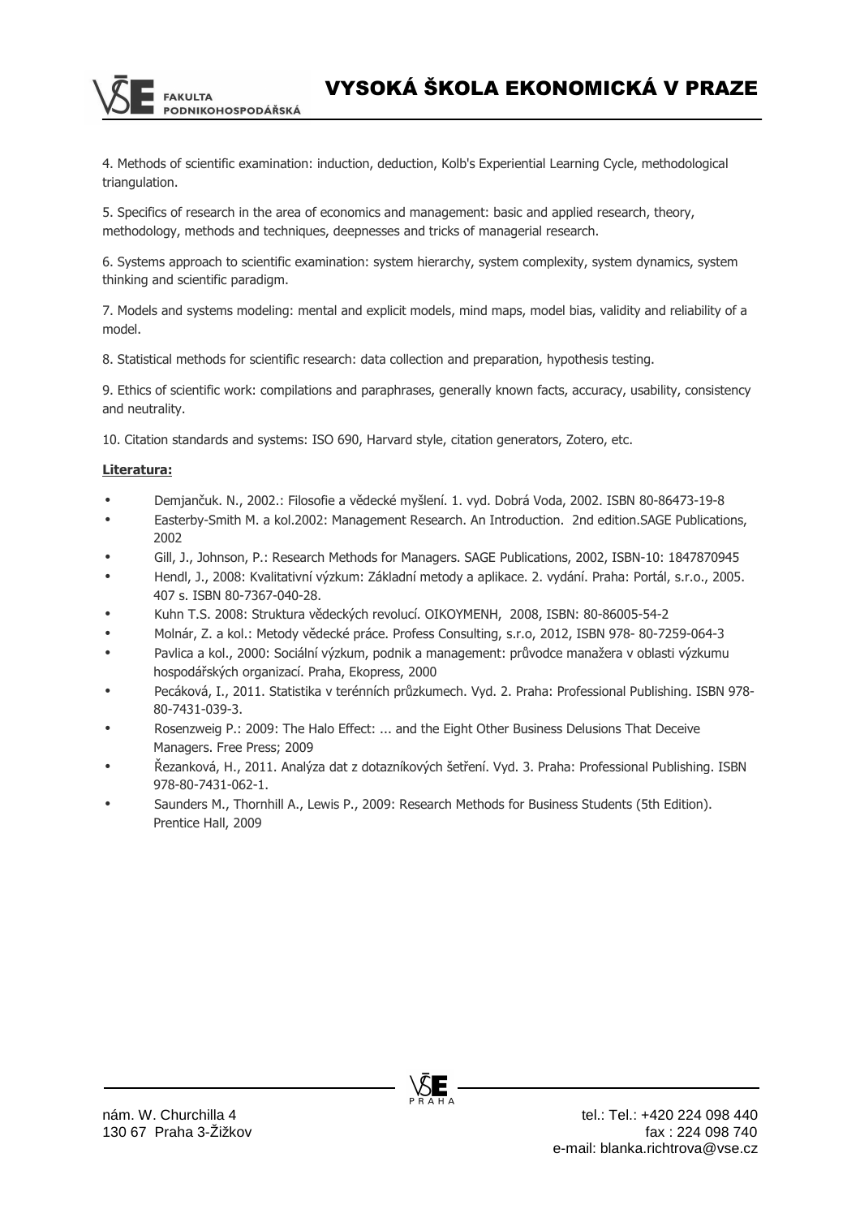4. Methods of scientific examination: induction, deduction, Kolb's Experiential Learning Cycle, methodological triangulation.

5. Specifics of research in the area of economics and management: basic and applied research, theory, methodology, methods and techniques, deepnesses and tricks of managerial research.

6. Systems approach to scientific examination: system hierarchy, system complexity, system dynamics, system thinking and scientific paradigm.

7. Models and systems modeling: mental and explicit models, mind maps, model bias, validity and reliability of a model.

8. Statistical methods for scientific research: data collection and preparation, hypothesis testing.

9. Ethics of scientific work: compilations and paraphrases, generally known facts, accuracy, usability, consistency and neutrality.

10. Citation standards and systems: ISO 690, Harvard style, citation generators, Zotero, etc.

**Literatura:**

- Demjančuk. N., 2002.: Filosofie a vědecké myšlení. 1. vyd. Dobrá Voda, 2002. ISBN 80-86473-19-8
- Easterby-Smith M. a kol.2002: Management Research. An Introduction. 2nd edition.SAGE Publications, 2002
- Gill, J., Johnson, P.: Research Methods for Managers. SAGE Publications, 2002, ISBN-10: 1847870945
- Hendl, J., 2008: Kvalitativní výzkum: Základní metody a aplikace. 2. vydání. Praha: Portál, s.r.o., 2005. 407 s. ISBN 80-7367-040-28.
- Kuhn T.S. 2008: Struktura vědeckých revolucí. OIKOYMENH, 2008, ISBN: 80-86005-54-2
- Molnár, Z. a kol.: Metody vědecké práce. Profess Consulting, s.r.o, 2012, ISBN 978- 80-7259-064-3
- Pavlica a kol., 2000: Sociální výzkum, podnik a management: průvodce manažera v oblasti výzkumu hospodářských organizací. Praha, Ekopress, 2000
- Pecáková, I., 2011. Statistika v terénních průzkumech. Vyd. 2. Praha: Professional Publishing. ISBN 978-80-7431-039-3.
- Rosenzweig P.: 2009: The Halo Effect: ... and the Eight Other Business Delusions That Deceive Managers. Free Press; 2009
- Řezanková, H., 2011. Analýza dat z dotazníkových šetření. Vyd. 3. Praha: Professional Publishing. ISBN 978-80-7431-062-1.
- Saunders M., Thornhill A., Lewis P., 2009: Research Methods for Business Students (5th Edition). Prentice Hall, 2009